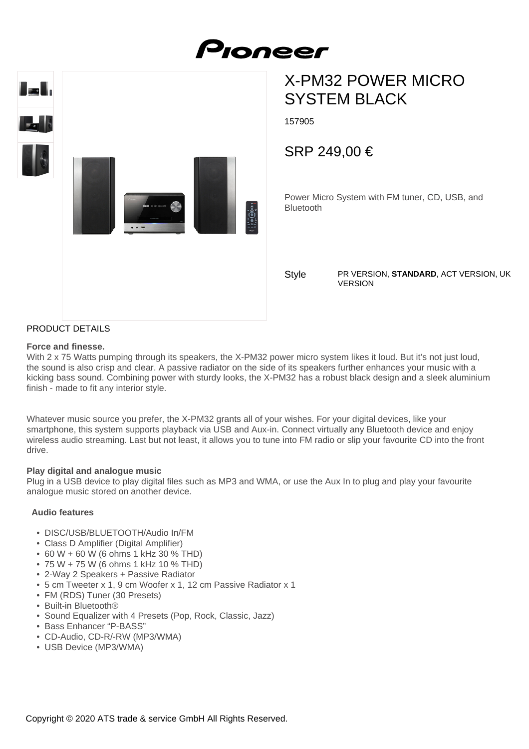Pioneer

# X-PM32 POWER MICRO SYSTEM BLACK

157905

## SRP 249,00 €

Power Micro System with FM tuner, CD, USB, and Bluetooth

Style: PR VERSION, **STANDARD**, ACT VERSION, UK VERSION

## PRODUCT DETAILS

**Force and finesse.**
With 2 x 75 Watts pumping through its speakers, the X-PM32 power micro system likes it loud. But it's not just loud, the sound is also crisp and clear. A passive radiator on the side of its speakers further enhances your music with a kicking bass sound. Combining power with sturdy looks, the X-PM32 has a robust black design and a sleek aluminium finish - made to fit any interior style.

Whatever music source you prefer, the X-PM32 grants all of your wishes. For your digital devices, like your smartphone, this system supports playback via USB and Aux-in. Connect virtually any Bluetooth device and enjoy wireless audio streaming. Last but not least, it allows you to tune into FM radio or slip your favourite CD into the front drive.

**Play digital and analogue music**
Plug in a USB device to play digital files such as MP3 and WMA, or use the Aux In to plug and play your favourite analogue music stored on another device.

**Audio features**

- DISC/USB/BLUETOOTH/Audio In/FM
- Class D Amplifier (Digital Amplifier)
- 60 W + 60 W (6 ohms 1 kHz 30 % THD)
- 75 W + 75 W (6 ohms 1 kHz 10 % THD)
- 2-Way 2 Speakers + Passive Radiator
- 5 cm Tweeter x 1, 9 cm Woofer x 1, 12 cm Passive Radiator x 1
- FM (RDS) Tuner (30 Presets)
- Built-in Bluetooth®
- Sound Equalizer with 4 Presets (Pop, Rock, Classic, Jazz)
- Bass Enhancer "P-BASS"
- CD-Audio, CD-R/-RW (MP3/WMA)
- USB Device (MP3/WMA)

Copyright © 2020 ATS trade & service GmbH All Rights Reserved.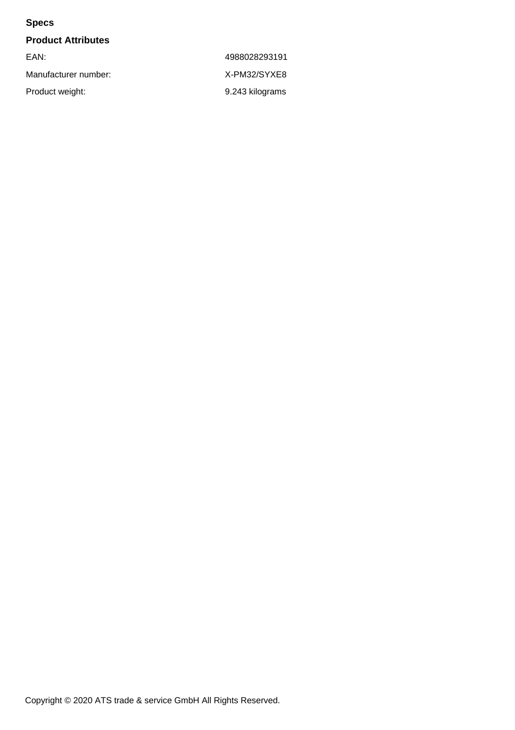## Specs

### Product Attributes

| | |
|---|---|
| EAN: | 4988028293191 |
| Manufacturer number: | X-PM32/SYXE8 |
| Product weight: | 9.243 kilograms |

Copyright © 2020 ATS trade & service GmbH All Rights Reserved.